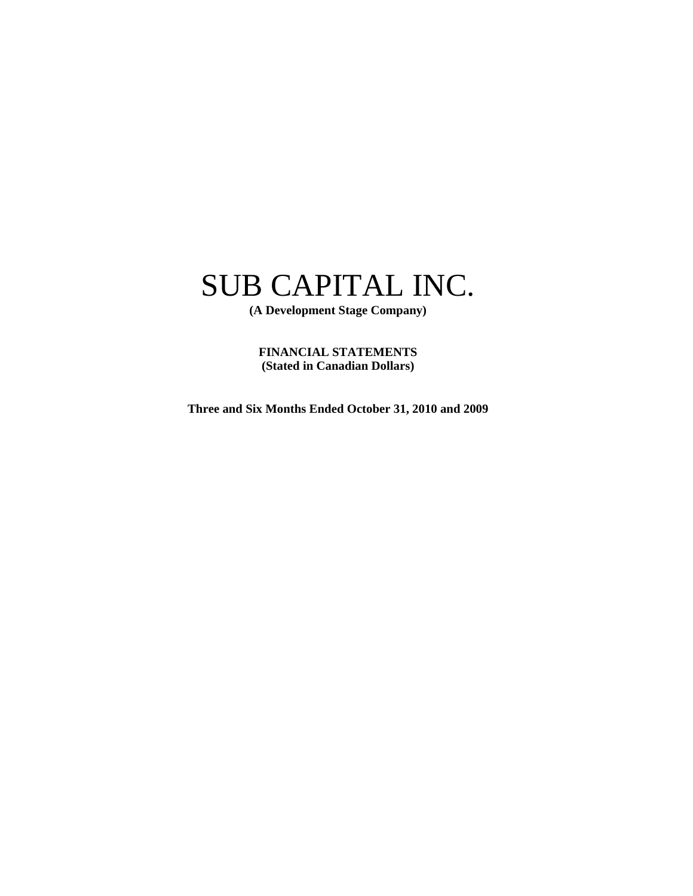# SUB CAPITAL INC.

**(A Development Stage Company)**

**FINANCIAL STATEMENTS**
**(Stated in Canadian Dollars)**

**Three and Six Months Ended October 31, 2010 and 2009**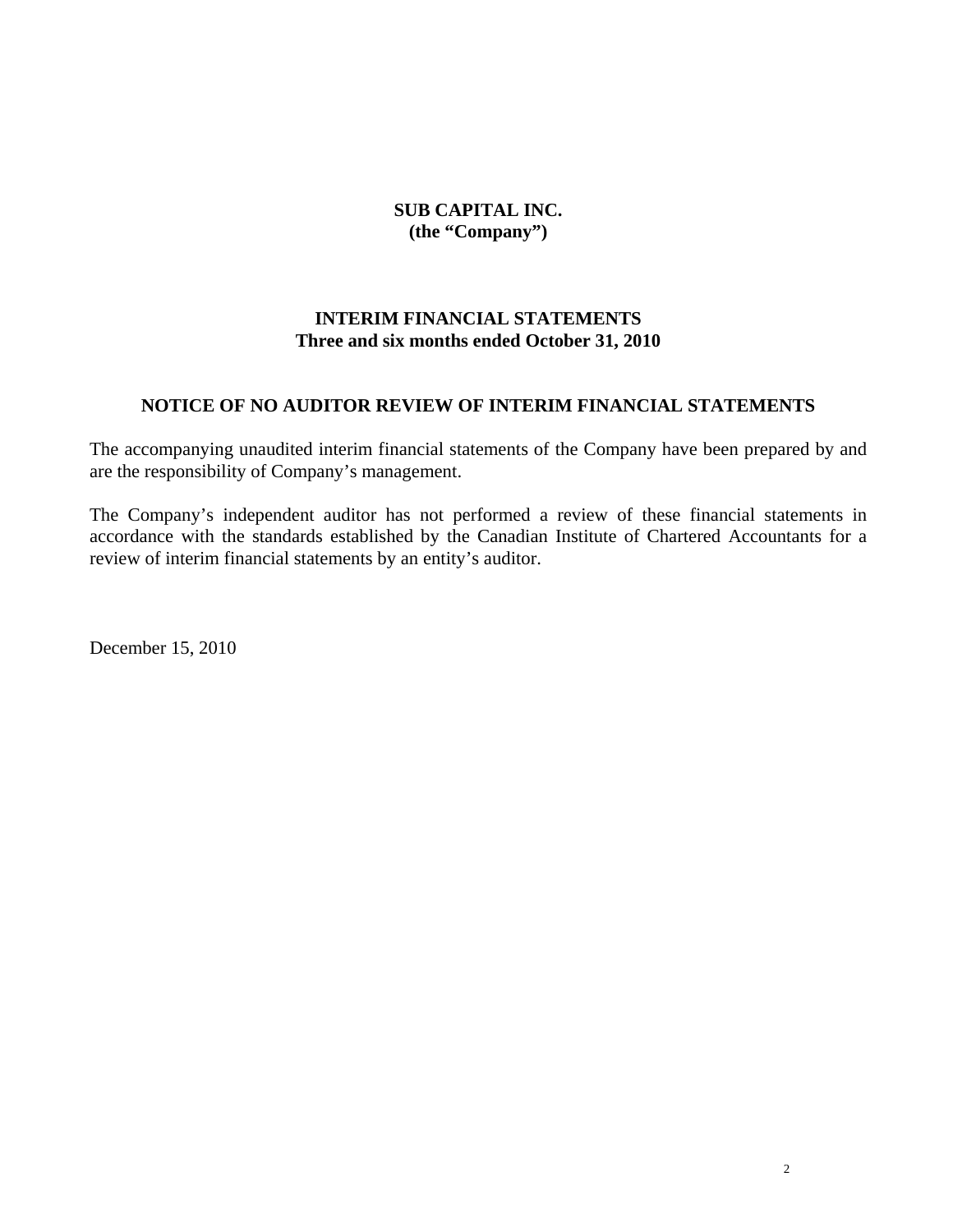**SUB CAPITAL INC.**
**(the "Company")**

# INTERIM FINANCIAL STATEMENTS
## Three and six months ended October 31, 2010

## NOTICE OF NO AUDITOR REVIEW OF INTERIM FINANCIAL STATEMENTS

The accompanying unaudited interim financial statements of the Company have been prepared by and are the responsibility of Company's management.

The Company's independent auditor has not performed a review of these financial statements in accordance with the standards established by the Canadian Institute of Chartered Accountants for a review of interim financial statements by an entity's auditor.

December 15, 2010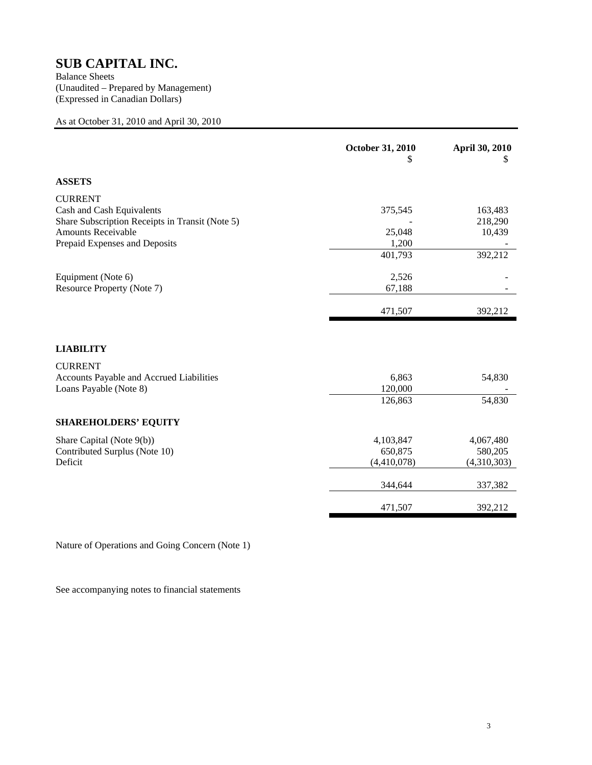# SUB CAPITAL INC.

Balance Sheets
(Unaudited – Prepared by Management)
(Expressed in Canadian Dollars)

As at October 31, 2010 and April 30, 2010

| | **October 31, 2010** $ | **April 30, 2010** $ |
|---|---|---|
| **ASSETS** | | |
| CURRENT | | |
| Cash and Cash Equivalents | 375,545 | 163,483 |
| Share Subscription Receipts in Transit (Note 5) | - | 218,290 |
| Amounts Receivable | 25,048 | 10,439 |
| Prepaid Expenses and Deposits | 1,200 | - |
| | 401,793 | 392,212 |
| Equipment (Note 6) | 2,526 | - |
| Resource Property (Note 7) | 67,188 | - |
| | 471,507 | 392,212 |
| **LIABILITY** | | |
| CURRENT | | |
| Accounts Payable and Accrued Liabilities | 6,863 | 54,830 |
| Loans Payable (Note 8) | 120,000 | - |
| | 126,863 | 54,830 |
| **SHAREHOLDERS' EQUITY** | | |
| Share Capital (Note 9(b)) | 4,103,847 | 4,067,480 |
| Contributed Surplus (Note 10) | 650,875 | 580,205 |
| Deficit | (4,410,078) | (4,310,303) |
| | 344,644 | 337,382 |
| | 471,507 | 392,212 |

Nature of Operations and Going Concern (Note 1)

See accompanying notes to financial statements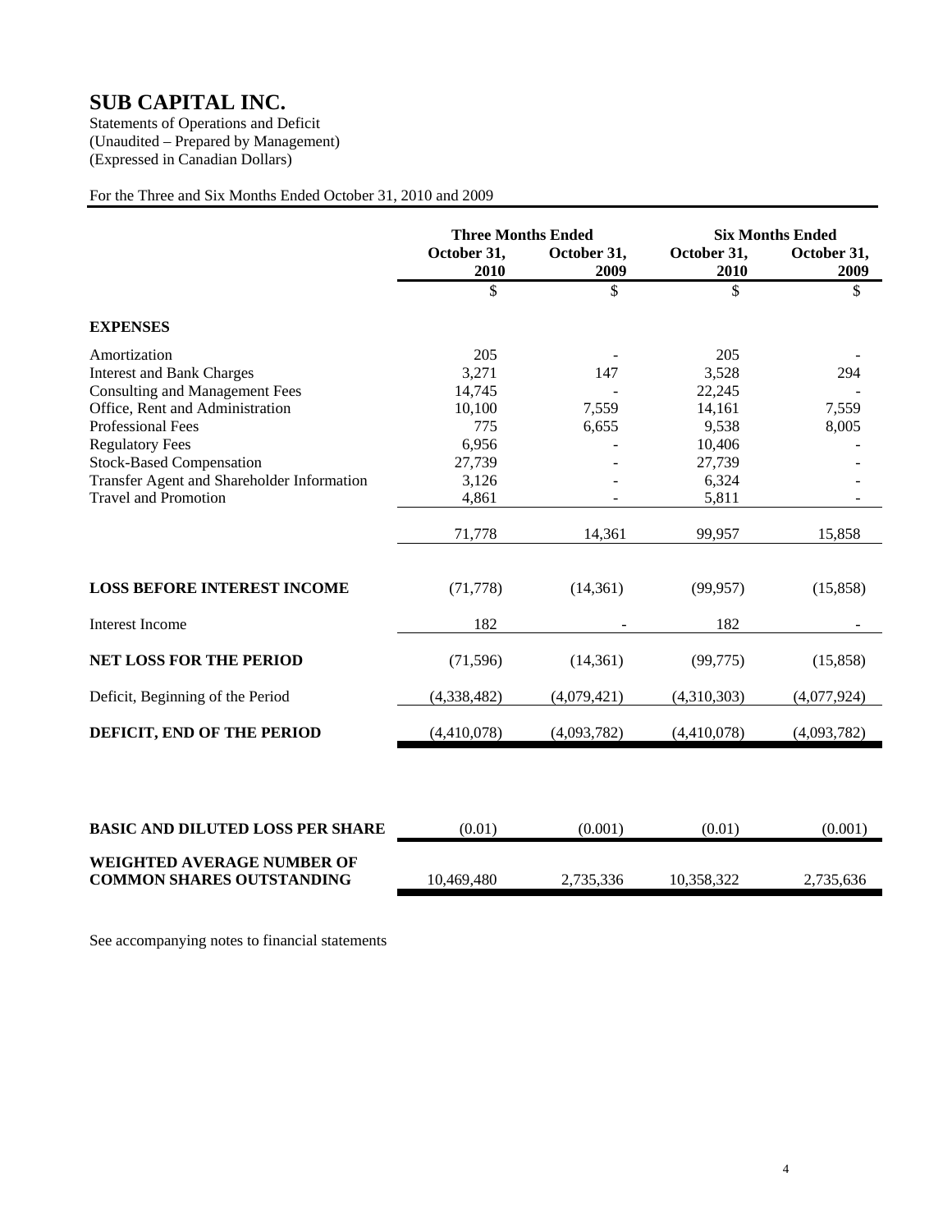# SUB CAPITAL INC.

Statements of Operations and Deficit
(Unaudited – Prepared by Management)
(Expressed in Canadian Dollars)

For the Three and Six Months Ended October 31, 2010 and 2009

| | Three Months Ended | | Six Months Ended | |
|---|---|---|---|---|
| | October 31, 2010 | October 31, 2009 | October 31, 2010 | October 31, 2009 |
| | $ | $ | $ | $ |
| **EXPENSES** | | | | |
| Amortization | 205 | - | 205 | - |
| Interest and Bank Charges | 3,271 | 147 | 3,528 | 294 |
| Consulting and Management Fees | 14,745 | - | 22,245 | - |
| Office, Rent and Administration | 10,100 | 7,559 | 14,161 | 7,559 |
| Professional Fees | 775 | 6,655 | 9,538 | 8,005 |
| Regulatory Fees | 6,956 | - | 10,406 | - |
| Stock-Based Compensation | 27,739 | - | 27,739 | - |
| Transfer Agent and Shareholder Information | 3,126 | - | 6,324 | - |
| Travel and Promotion | 4,861 | - | 5,811 | - |
| | 71,778 | 14,361 | 99,957 | 15,858 |
| **LOSS BEFORE INTEREST INCOME** | (71,778) | (14,361) | (99,957) | (15,858) |
| Interest Income | 182 | - | 182 | - |
| **NET LOSS FOR THE PERIOD** | (71,596) | (14,361) | (99,775) | (15,858) |
| Deficit, Beginning of the Period | (4,338,482) | (4,079,421) | (4,310,303) | (4,077,924) |
| **DEFICIT, END OF THE PERIOD** | (4,410,078) | (4,093,782) | (4,410,078) | (4,093,782) |
| **BASIC AND DILUTED LOSS PER SHARE** | (0.01) | (0.001) | (0.01) | (0.001) |
| **WEIGHTED AVERAGE NUMBER OF COMMON SHARES OUTSTANDING** | 10,469,480 | 2,735,336 | 10,358,322 | 2,735,636 |

See accompanying notes to financial statements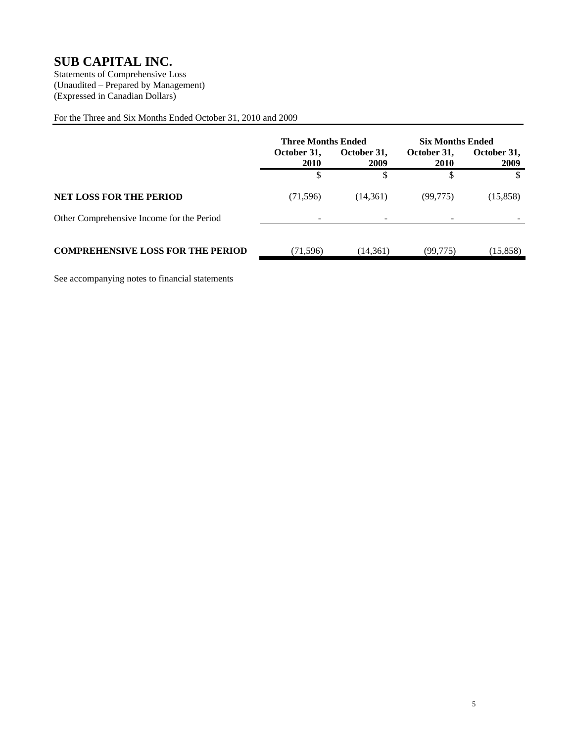# SUB CAPITAL INC.

Statements of Comprehensive Loss
(Unaudited – Prepared by Management)
(Expressed in Canadian Dollars)

For the Three and Six Months Ended October 31, 2010 and 2009

| | Three Months Ended | | Six Months Ended | |
|---|---|---|---|---|
| | **October 31, 2010** | **October 31, 2009** | **October 31, 2010** | **October 31, 2009** |
| | $ | $ | $ | $ |
| **NET LOSS FOR THE PERIOD** | (71,596) | (14,361) | (99,775) | (15,858) |
| Other Comprehensive Income for the Period | - | - | - | - |
| **COMPREHENSIVE LOSS FOR THE PERIOD** | (71,596) | (14,361) | (99,775) | (15,858) |

See accompanying notes to financial statements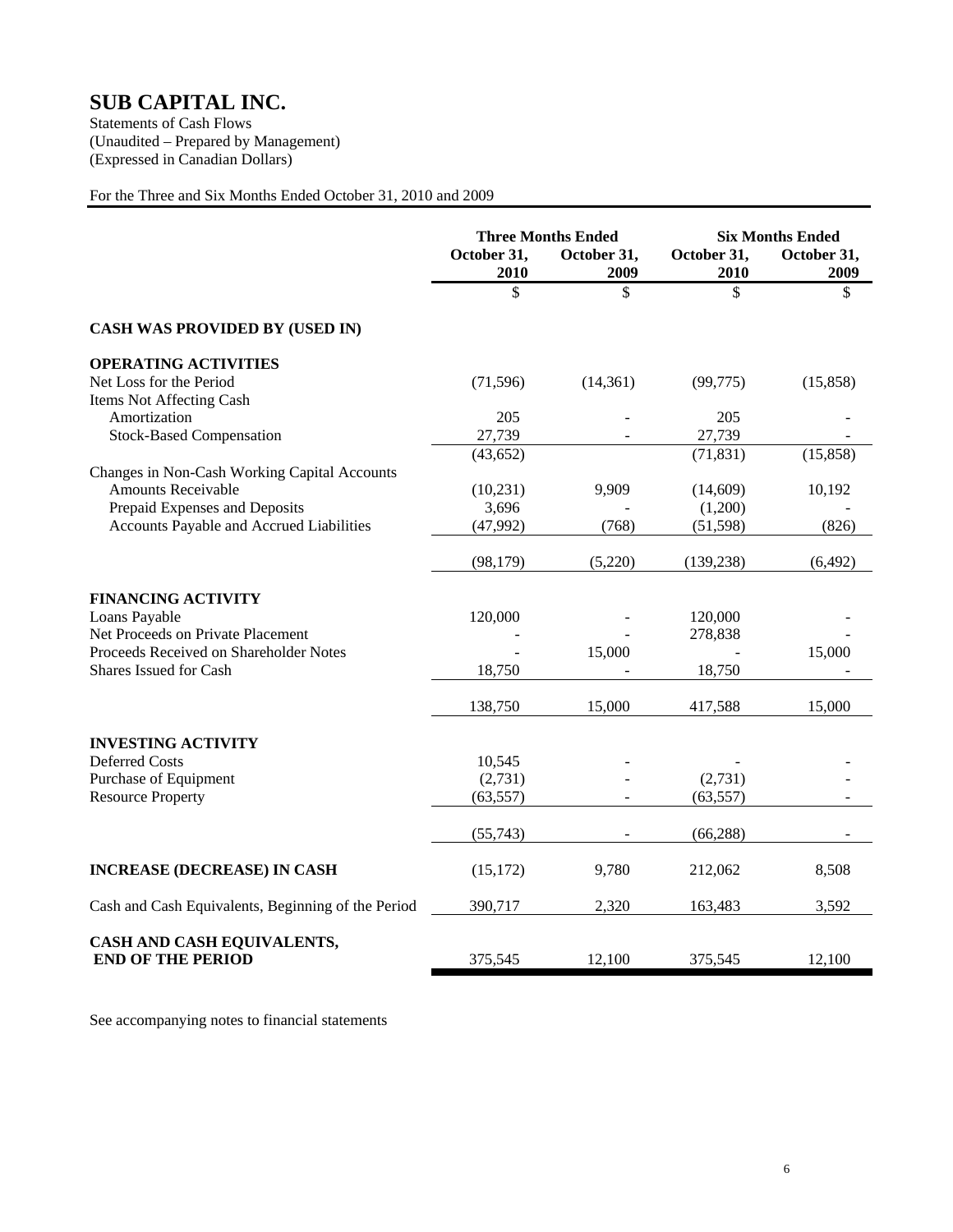# SUB CAPITAL INC.

Statements of Cash Flows
(Unaudited – Prepared by Management)
(Expressed in Canadian Dollars)

For the Three and Six Months Ended October 31, 2010 and 2009

| | Three Months Ended | | Six Months Ended | |
|---|---|---|---|---|
| | October 31, 2010 | October 31, 2009 | October 31, 2010 | October 31, 2009 |
| | $ | $ | $ | $ |
| **CASH WAS PROVIDED BY (USED IN)** | | | | |
| **OPERATING ACTIVITIES** | | | | |
| Net Loss for the Period | (71,596) | (14,361) | (99,775) | (15,858) |
| Items Not Affecting Cash | | | | |
| Amortization | 205 | - | 205 | - |
| Stock-Based Compensation | 27,739 | - | 27,739 | - |
| | (43,652) | | (71,831) | (15,858) |
| Changes in Non-Cash Working Capital Accounts | | | | |
| Amounts Receivable | (10,231) | 9,909 | (14,609) | 10,192 |
| Prepaid Expenses and Deposits | 3,696 | - | (1,200) | - |
| Accounts Payable and Accrued Liabilities | (47,992) | (768) | (51,598) | (826) |
| | (98,179) | (5,220) | (139,238) | (6,492) |
| **FINANCING ACTIVITY** | | | | |
| Loans Payable | 120,000 | - | 120,000 | - |
| Net Proceeds on Private Placement | - | - | 278,838 | - |
| Proceeds Received on Shareholder Notes | - | 15,000 | - | 15,000 |
| Shares Issued for Cash | 18,750 | - | 18,750 | - |
| | 138,750 | 15,000 | 417,588 | 15,000 |
| **INVESTING ACTIVITY** | | | | |
| Deferred Costs | 10,545 | - | - | - |
| Purchase of Equipment | (2,731) | - | (2,731) | - |
| Resource Property | (63,557) | - | (63,557) | - |
| | (55,743) | - | (66,288) | - |
| **INCREASE (DECREASE) IN CASH** | (15,172) | 9,780 | 212,062 | 8,508 |
| Cash and Cash Equivalents, Beginning of the Period | 390,717 | 2,320 | 163,483 | 3,592 |
| **CASH AND CASH EQUIVALENTS, END OF THE PERIOD** | 375,545 | 12,100 | 375,545 | 12,100 |

See accompanying notes to financial statements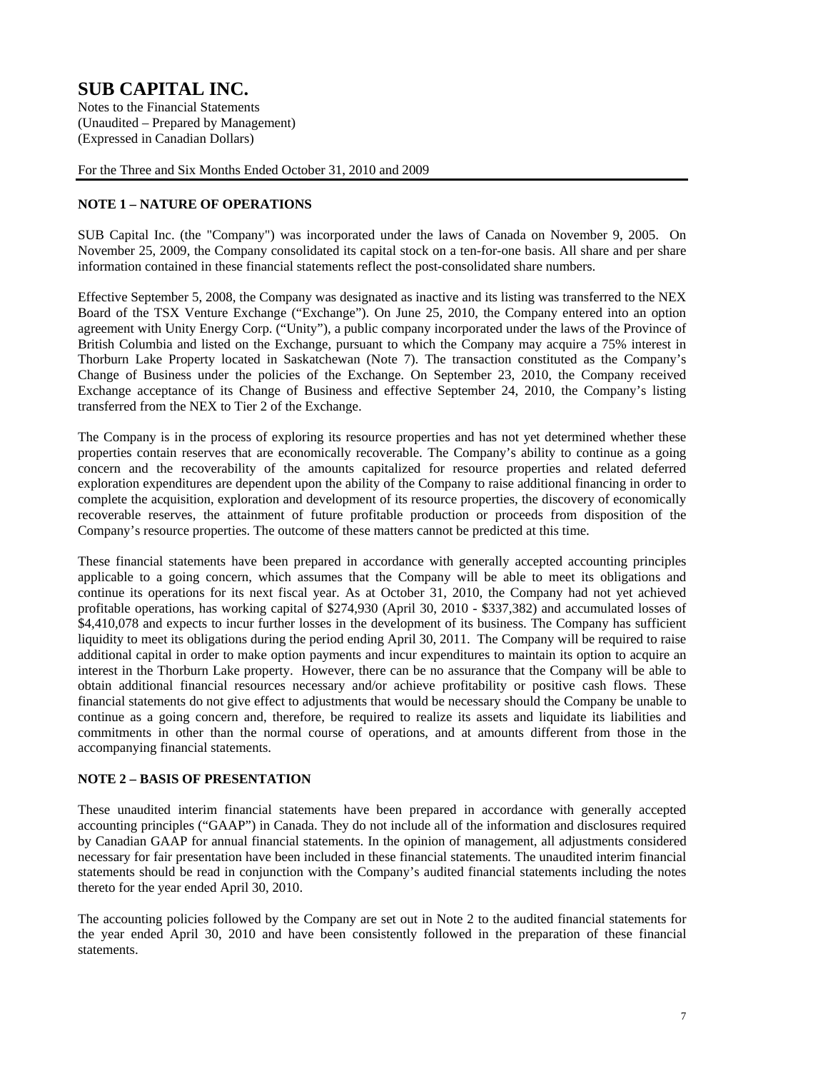# SUB CAPITAL INC.

Notes to the Financial Statements
(Unaudited – Prepared by Management)
(Expressed in Canadian Dollars)

For the Three and Six Months Ended October 31, 2010 and 2009

### NOTE 1 – NATURE OF OPERATIONS

SUB Capital Inc. (the "Company") was incorporated under the laws of Canada on November 9, 2005. On November 25, 2009, the Company consolidated its capital stock on a ten-for-one basis. All share and per share information contained in these financial statements reflect the post-consolidated share numbers.

Effective September 5, 2008, the Company was designated as inactive and its listing was transferred to the NEX Board of the TSX Venture Exchange ("Exchange"). On June 25, 2010, the Company entered into an option agreement with Unity Energy Corp. ("Unity"), a public company incorporated under the laws of the Province of British Columbia and listed on the Exchange, pursuant to which the Company may acquire a 75% interest in Thorburn Lake Property located in Saskatchewan (Note 7). The transaction constituted as the Company's Change of Business under the policies of the Exchange. On September 23, 2010, the Company received Exchange acceptance of its Change of Business and effective September 24, 2010, the Company's listing transferred from the NEX to Tier 2 of the Exchange.

The Company is in the process of exploring its resource properties and has not yet determined whether these properties contain reserves that are economically recoverable. The Company's ability to continue as a going concern and the recoverability of the amounts capitalized for resource properties and related deferred exploration expenditures are dependent upon the ability of the Company to raise additional financing in order to complete the acquisition, exploration and development of its resource properties, the discovery of economically recoverable reserves, the attainment of future profitable production or proceeds from disposition of the Company's resource properties. The outcome of these matters cannot be predicted at this time.

These financial statements have been prepared in accordance with generally accepted accounting principles applicable to a going concern, which assumes that the Company will be able to meet its obligations and continue its operations for its next fiscal year. As at October 31, 2010, the Company had not yet achieved profitable operations, has working capital of $274,930 (April 30, 2010 - $337,382) and accumulated losses of $4,410,078 and expects to incur further losses in the development of its business. The Company has sufficient liquidity to meet its obligations during the period ending April 30, 2011. The Company will be required to raise additional capital in order to make option payments and incur expenditures to maintain its option to acquire an interest in the Thorburn Lake property. However, there can be no assurance that the Company will be able to obtain additional financial resources necessary and/or achieve profitability or positive cash flows. These financial statements do not give effect to adjustments that would be necessary should the Company be unable to continue as a going concern and, therefore, be required to realize its assets and liquidate its liabilities and commitments in other than the normal course of operations, and at amounts different from those in the accompanying financial statements.

### NOTE 2 – BASIS OF PRESENTATION

These unaudited interim financial statements have been prepared in accordance with generally accepted accounting principles ("GAAP") in Canada. They do not include all of the information and disclosures required by Canadian GAAP for annual financial statements. In the opinion of management, all adjustments considered necessary for fair presentation have been included in these financial statements. The unaudited interim financial statements should be read in conjunction with the Company's audited financial statements including the notes thereto for the year ended April 30, 2010.

The accounting policies followed by the Company are set out in Note 2 to the audited financial statements for the year ended April 30, 2010 and have been consistently followed in the preparation of these financial statements.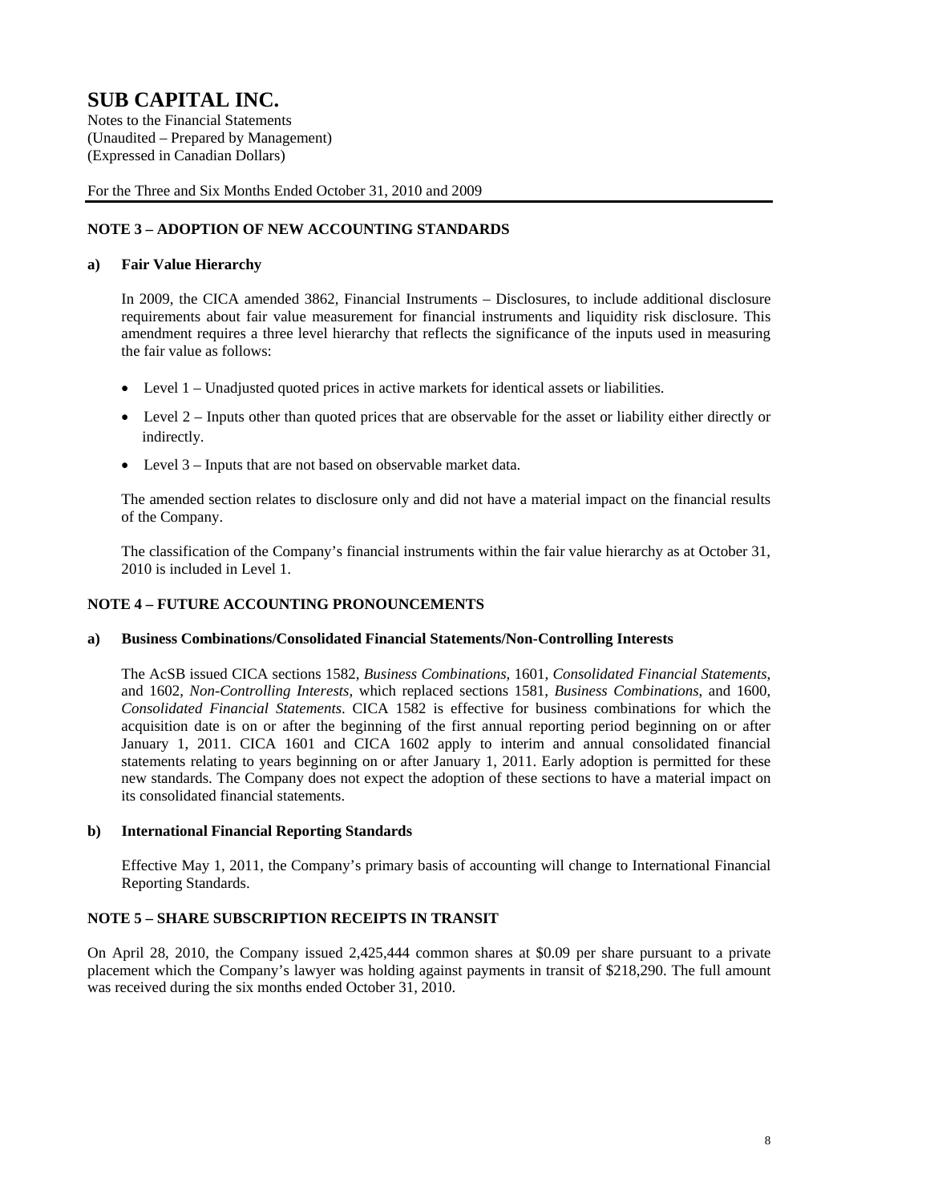# SUB CAPITAL INC.

Notes to the Financial Statements
(Unaudited – Prepared by Management)
(Expressed in Canadian Dollars)

For the Three and Six Months Ended October 31, 2010 and 2009

## NOTE 3 – ADOPTION OF NEW ACCOUNTING STANDARDS

### a) Fair Value Hierarchy

In 2009, the CICA amended 3862, Financial Instruments – Disclosures, to include additional disclosure requirements about fair value measurement for financial instruments and liquidity risk disclosure. This amendment requires a three level hierarchy that reflects the significance of the inputs used in measuring the fair value as follows:

- Level 1 – Unadjusted quoted prices in active markets for identical assets or liabilities.
- Level 2 – Inputs other than quoted prices that are observable for the asset or liability either directly or indirectly.
- Level 3 – Inputs that are not based on observable market data.

The amended section relates to disclosure only and did not have a material impact on the financial results of the Company.

The classification of the Company's financial instruments within the fair value hierarchy as at October 31, 2010 is included in Level 1.

## NOTE 4 – FUTURE ACCOUNTING PRONOUNCEMENTS

### a) Business Combinations/Consolidated Financial Statements/Non-Controlling Interests

The AcSB issued CICA sections 1582, *Business Combinations*, 1601, *Consolidated Financial Statements*, and 1602, *Non-Controlling Interests*, which replaced sections 1581, *Business Combinations*, and 1600, *Consolidated Financial Statements*. CICA 1582 is effective for business combinations for which the acquisition date is on or after the beginning of the first annual reporting period beginning on or after January 1, 2011. CICA 1601 and CICA 1602 apply to interim and annual consolidated financial statements relating to years beginning on or after January 1, 2011. Early adoption is permitted for these new standards. The Company does not expect the adoption of these sections to have a material impact on its consolidated financial statements.

### b) International Financial Reporting Standards

Effective May 1, 2011, the Company's primary basis of accounting will change to International Financial Reporting Standards.

## NOTE 5 – SHARE SUBSCRIPTION RECEIPTS IN TRANSIT

On April 28, 2010, the Company issued 2,425,444 common shares at $0.09 per share pursuant to a private placement which the Company's lawyer was holding against payments in transit of $218,290. The full amount was received during the six months ended October 31, 2010.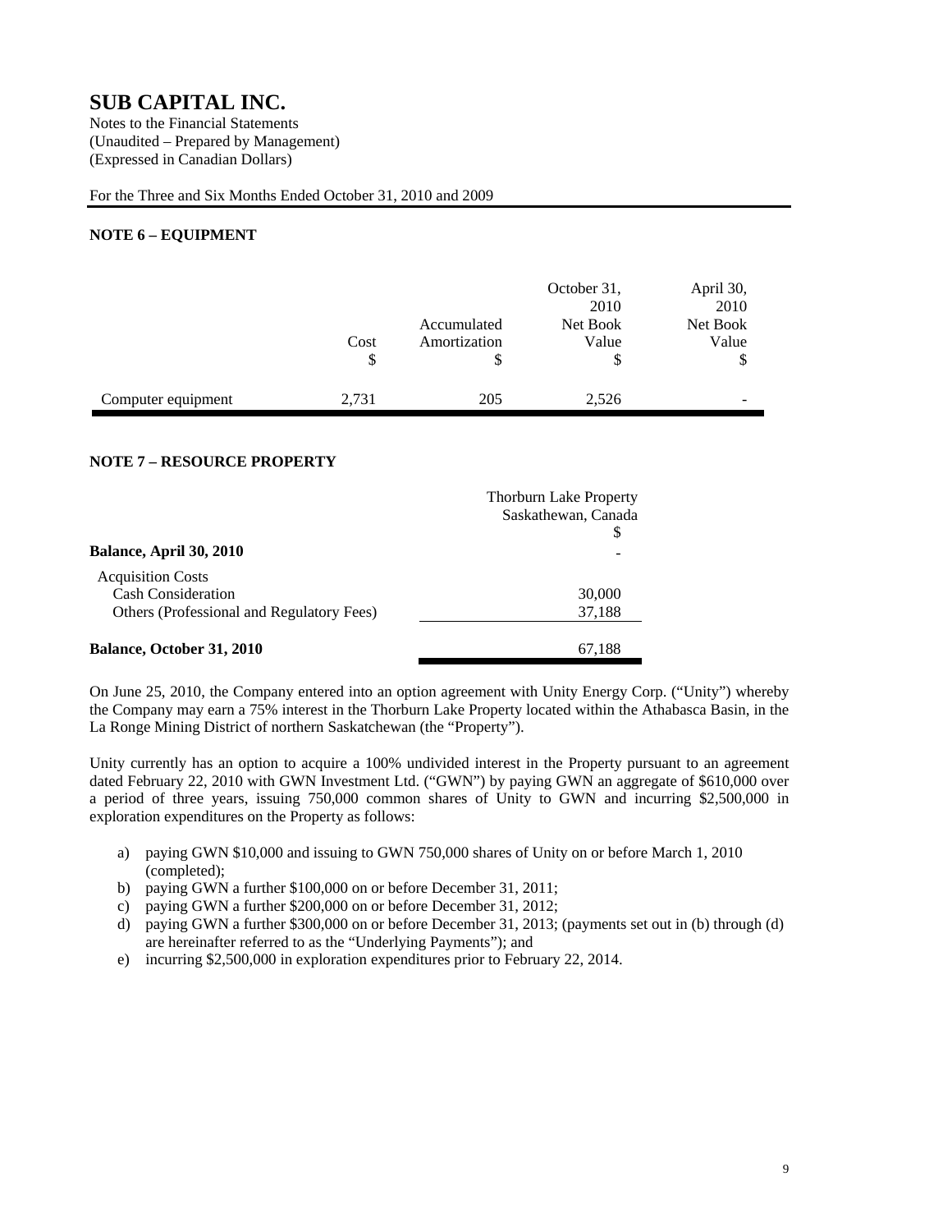# SUB CAPITAL INC.

Notes to the Financial Statements
(Unaudited – Prepared by Management)
(Expressed in Canadian Dollars)

For the Three and Six Months Ended October 31, 2010 and 2009

## NOTE 6 – EQUIPMENT

| | Cost<br>$ | Accumulated Amortization<br>$ | October 31, 2010 Net Book Value<br>$ | April 30, 2010 Net Book Value<br>$ |
|---|---|---|---|---|
| Computer equipment | 2,731 | 205 | 2,526 | - |

## NOTE 7 – RESOURCE PROPERTY

| | Thorburn Lake Property Saskathewan, Canada<br>$ |
|---|---|
| **Balance, April 30, 2010** | - |
| Acquisition Costs | |
| Cash Consideration | 30,000 |
| Others (Professional and Regulatory Fees) | 37,188 |
| **Balance, October 31, 2010** | 67,188 |

On June 25, 2010, the Company entered into an option agreement with Unity Energy Corp. ("Unity") whereby the Company may earn a 75% interest in the Thorburn Lake Property located within the Athabasca Basin, in the La Ronge Mining District of northern Saskatchewan (the "Property").

Unity currently has an option to acquire a 100% undivided interest in the Property pursuant to an agreement dated February 22, 2010 with GWN Investment Ltd. ("GWN") by paying GWN an aggregate of $610,000 over a period of three years, issuing 750,000 common shares of Unity to GWN and incurring $2,500,000 in exploration expenditures on the Property as follows:

a) paying GWN $10,000 and issuing to GWN 750,000 shares of Unity on or before March 1, 2010 (completed);
b) paying GWN a further $100,000 on or before December 31, 2011;
c) paying GWN a further $200,000 on or before December 31, 2012;
d) paying GWN a further $300,000 on or before December 31, 2013; (payments set out in (b) through (d) are hereinafter referred to as the "Underlying Payments"); and
e) incurring $2,500,000 in exploration expenditures prior to February 22, 2014.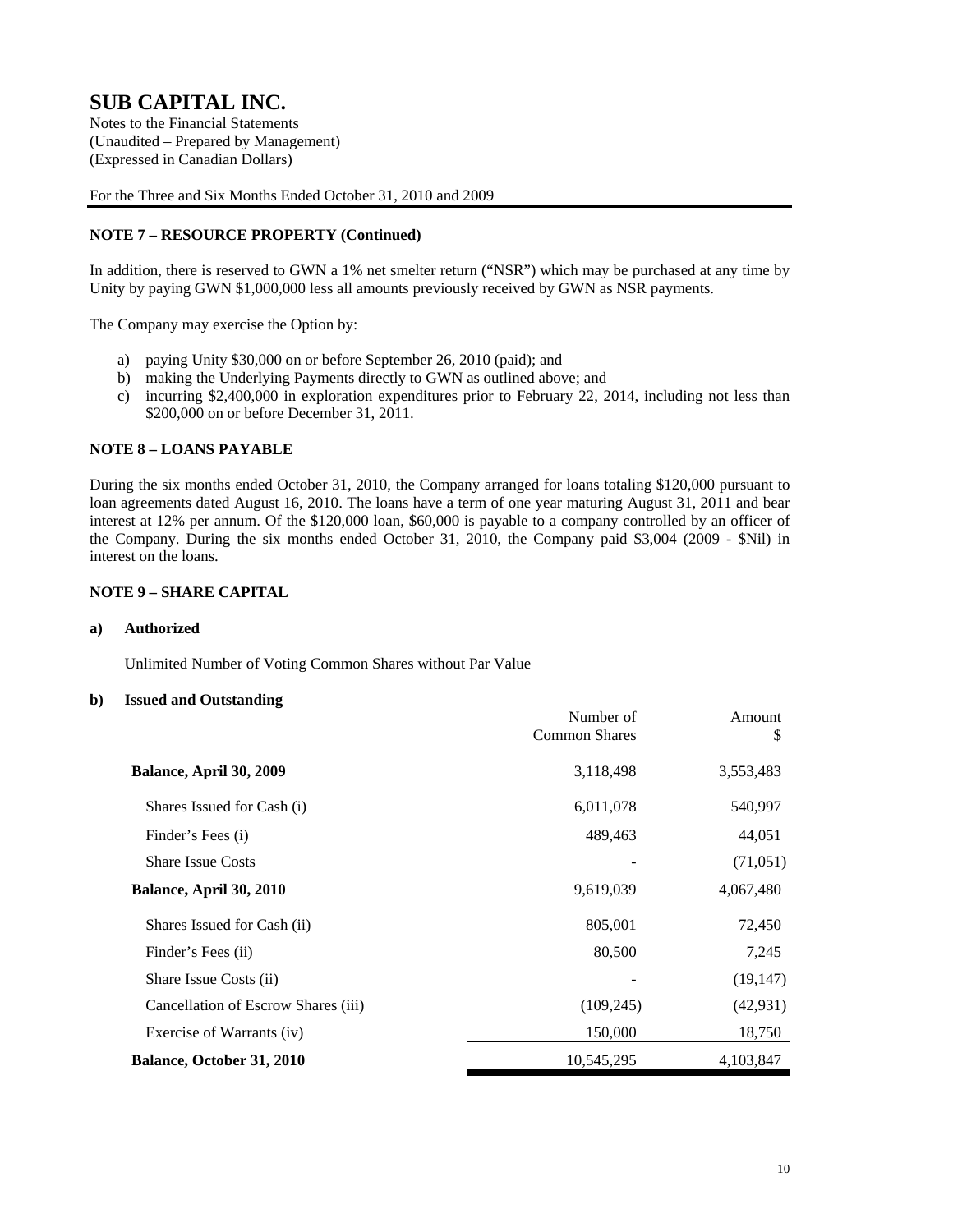# SUB CAPITAL INC.

Notes to the Financial Statements
(Unaudited – Prepared by Management)
(Expressed in Canadian Dollars)

For the Three and Six Months Ended October 31, 2010 and 2009

## NOTE 7 – RESOURCE PROPERTY (Continued)

In addition, there is reserved to GWN a 1% net smelter return ("NSR") which may be purchased at any time by Unity by paying GWN $1,000,000 less all amounts previously received by GWN as NSR payments.

The Company may exercise the Option by:

a) paying Unity $30,000 on or before September 26, 2010 (paid); and
b) making the Underlying Payments directly to GWN as outlined above; and
c) incurring $2,400,000 in exploration expenditures prior to February 22, 2014, including not less than $200,000 on or before December 31, 2011.

## NOTE 8 – LOANS PAYABLE

During the six months ended October 31, 2010, the Company arranged for loans totaling $120,000 pursuant to loan agreements dated August 16, 2010. The loans have a term of one year maturing August 31, 2011 and bear interest at 12% per annum. Of the $120,000 loan, $60,000 is payable to a company controlled by an officer of the Company. During the six months ended October 31, 2010, the Company paid $3,004 (2009 - $Nil) in interest on the loans.

## NOTE 9 – SHARE CAPITAL

### a) Authorized

Unlimited Number of Voting Common Shares without Par Value

### b) Issued and Outstanding

| | Number of Common Shares | Amount $ |
|---|---|---|
| **Balance, April 30, 2009** | 3,118,498 | 3,553,483 |
| Shares Issued for Cash (i) | 6,011,078 | 540,997 |
| Finder's Fees (i) | 489,463 | 44,051 |
| Share Issue Costs | - | (71,051) |
| **Balance, April 30, 2010** | 9,619,039 | 4,067,480 |
| Shares Issued for Cash (ii) | 805,001 | 72,450 |
| Finder's Fees (ii) | 80,500 | 7,245 |
| Share Issue Costs (ii) | - | (19,147) |
| Cancellation of Escrow Shares (iii) | (109,245) | (42,931) |
| Exercise of Warrants (iv) | 150,000 | 18,750 |
| **Balance, October 31, 2010** | 10,545,295 | 4,103,847 |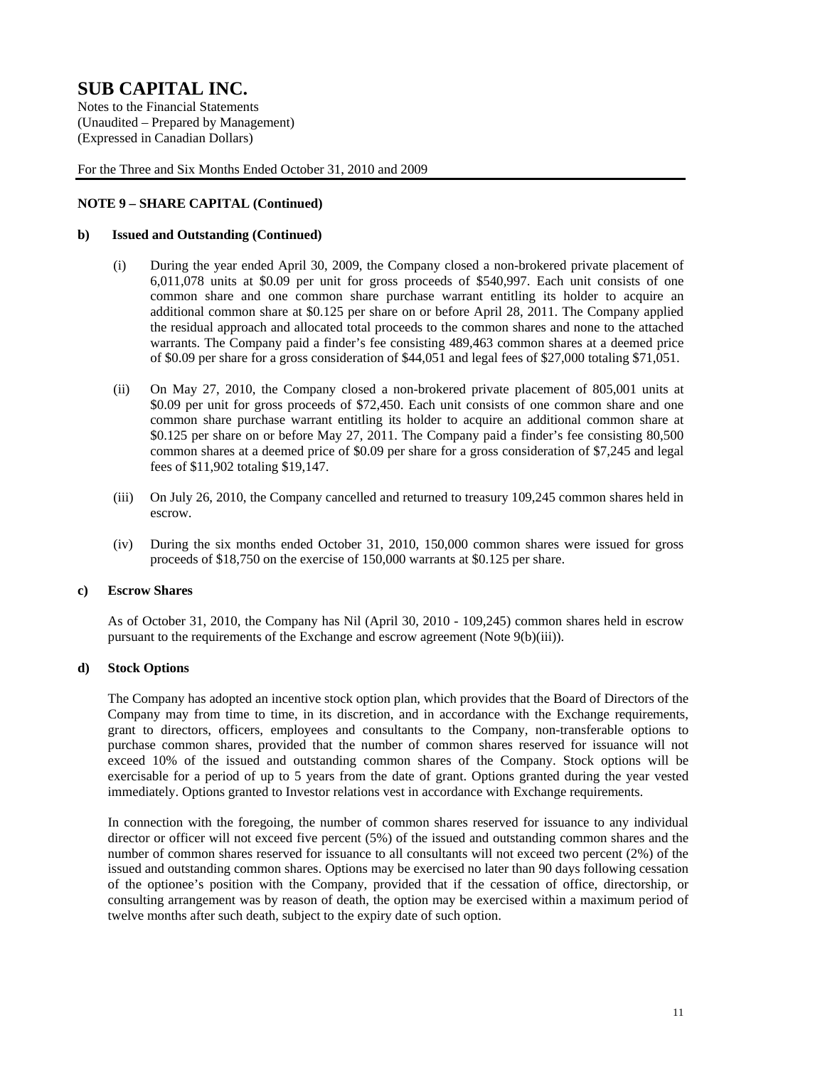# SUB CAPITAL INC.

Notes to the Financial Statements
(Unaudited – Prepared by Management)
(Expressed in Canadian Dollars)

For the Three and Six Months Ended October 31, 2010 and 2009

**NOTE 9 – SHARE CAPITAL (Continued)**

**b) Issued and Outstanding (Continued)**

(i) During the year ended April 30, 2009, the Company closed a non-brokered private placement of 6,011,078 units at $0.09 per unit for gross proceeds of $540,997. Each unit consists of one common share and one common share purchase warrant entitling its holder to acquire an additional common share at $0.125 per share on or before April 28, 2011. The Company applied the residual approach and allocated total proceeds to the common shares and none to the attached warrants. The Company paid a finder's fee consisting 489,463 common shares at a deemed price of $0.09 per share for a gross consideration of $44,051 and legal fees of $27,000 totaling $71,051.

(ii) On May 27, 2010, the Company closed a non-brokered private placement of 805,001 units at $0.09 per unit for gross proceeds of $72,450. Each unit consists of one common share and one common share purchase warrant entitling its holder to acquire an additional common share at $0.125 per share on or before May 27, 2011. The Company paid a finder's fee consisting 80,500 common shares at a deemed price of $0.09 per share for a gross consideration of $7,245 and legal fees of $11,902 totaling $19,147.

(iii) On July 26, 2010, the Company cancelled and returned to treasury 109,245 common shares held in escrow.

(iv) During the six months ended October 31, 2010, 150,000 common shares were issued for gross proceeds of $18,750 on the exercise of 150,000 warrants at $0.125 per share.

**c) Escrow Shares**

As of October 31, 2010, the Company has Nil (April 30, 2010 - 109,245) common shares held in escrow pursuant to the requirements of the Exchange and escrow agreement (Note 9(b)(iii)).

**d) Stock Options**

The Company has adopted an incentive stock option plan, which provides that the Board of Directors of the Company may from time to time, in its discretion, and in accordance with the Exchange requirements, grant to directors, officers, employees and consultants to the Company, non-transferable options to purchase common shares, provided that the number of common shares reserved for issuance will not exceed 10% of the issued and outstanding common shares of the Company. Stock options will be exercisable for a period of up to 5 years from the date of grant. Options granted during the year vested immediately. Options granted to Investor relations vest in accordance with Exchange requirements.

In connection with the foregoing, the number of common shares reserved for issuance to any individual director or officer will not exceed five percent (5%) of the issued and outstanding common shares and the number of common shares reserved for issuance to all consultants will not exceed two percent (2%) of the issued and outstanding common shares. Options may be exercised no later than 90 days following cessation of the optionee's position with the Company, provided that if the cessation of office, directorship, or consulting arrangement was by reason of death, the option may be exercised within a maximum period of twelve months after such death, subject to the expiry date of such option.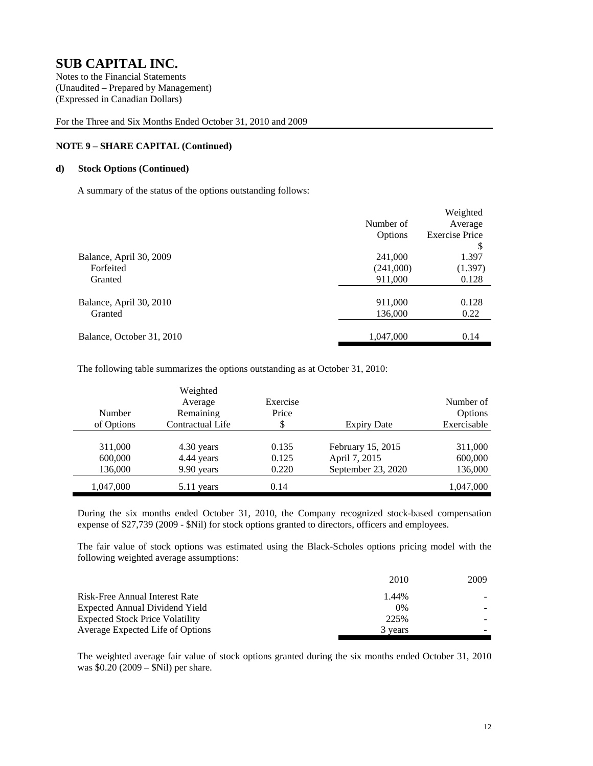# SUB CAPITAL INC.

Notes to the Financial Statements
(Unaudited – Prepared by Management)
(Expressed in Canadian Dollars)

For the Three and Six Months Ended October 31, 2010 and 2009

**NOTE 9 – SHARE CAPITAL (Continued)**

**d) Stock Options (Continued)**

A summary of the status of the options outstanding follows:

| | Number of Options | Weighted Average Exercise Price $ |
|---|---|---|
| Balance, April 30, 2009 | 241,000 | 1.397 |
| Forfeited | (241,000) | (1.397) |
| Granted | 911,000 | 0.128 |
| Balance, April 30, 2010 | 911,000 | 0.128 |
| Granted | 136,000 | 0.22 |
| Balance, October 31, 2010 | 1,047,000 | 0.14 |

The following table summarizes the options outstanding as at October 31, 2010:

| Number of Options | Weighted Average Remaining Contractual Life | Exercise Price $ | Expiry Date | Number of Options Exercisable |
|---|---|---|---|---|
| 311,000 | 4.30 years | 0.135 | February 15, 2015 | 311,000 |
| 600,000 | 4.44 years | 0.125 | April 7, 2015 | 600,000 |
| 136,000 | 9.90 years | 0.220 | September 23, 2020 | 136,000 |
| 1,047,000 | 5.11 years | 0.14 | | 1,047,000 |

During the six months ended October 31, 2010, the Company recognized stock-based compensation expense of $27,739 (2009 - $Nil) for stock options granted to directors, officers and employees.

The fair value of stock options was estimated using the Black-Scholes options pricing model with the following weighted average assumptions:

| | 2010 | 2009 |
|---|---|---|
| Risk-Free Annual Interest Rate | 1.44% | - |
| Expected Annual Dividend Yield | 0% | - |
| Expected Stock Price Volatility | 225% | - |
| Average Expected Life of Options | 3 years | - |

The weighted average fair value of stock options granted during the six months ended October 31, 2010 was $0.20 (2009 – $Nil) per share.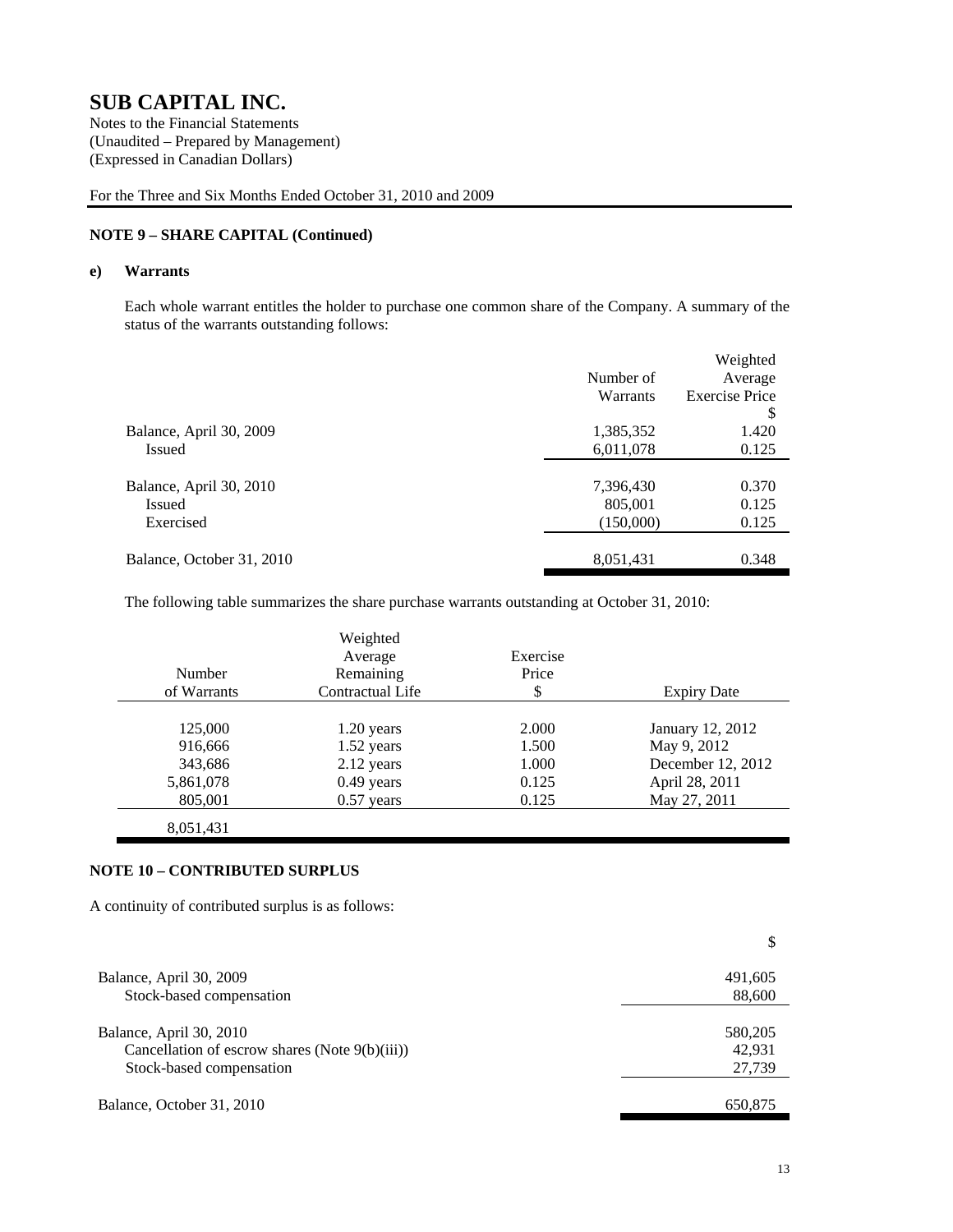# SUB CAPITAL INC.

Notes to the Financial Statements
(Unaudited – Prepared by Management)
(Expressed in Canadian Dollars)

For the Three and Six Months Ended October 31, 2010 and 2009

## NOTE 9 – SHARE CAPITAL (Continued)

### e) Warrants

Each whole warrant entitles the holder to purchase one common share of the Company. A summary of the status of the warrants outstanding follows:

| | Number of Warrants | Weighted Average Exercise Price $ |
|---|---|---|
| Balance, April 30, 2009 | 1,385,352 | 1.420 |
| Issued | 6,011,078 | 0.125 |
| | | |
| Balance, April 30, 2010 | 7,396,430 | 0.370 |
| Issued | 805,001 | 0.125 |
| Exercised | (150,000) | 0.125 |
| | | |
| Balance, October 31, 2010 | 8,051,431 | 0.348 |

The following table summarizes the share purchase warrants outstanding at October 31, 2010:

| Number of Warrants | Weighted Average Remaining Contractual Life | Exercise Price $ | Expiry Date |
|---|---|---|---|
| 125,000 | 1.20 years | 2.000 | January 12, 2012 |
| 916,666 | 1.52 years | 1.500 | May 9, 2012 |
| 343,686 | 2.12 years | 1.000 | December 12, 2012 |
| 5,861,078 | 0.49 years | 0.125 | April 28, 2011 |
| 805,001 | 0.57 years | 0.125 | May 27, 2011 |
| 8,051,431 | | | |

## NOTE 10 – CONTRIBUTED SURPLUS

A continuity of contributed surplus is as follows:

| | $ |
|---|---|
| Balance, April 30, 2009 | 491,605 |
| Stock-based compensation | 88,600 |
| | |
| Balance, April 30, 2010 | 580,205 |
| Cancellation of escrow shares (Note 9(b)(iii)) | 42,931 |
| Stock-based compensation | 27,739 |
| | |
| Balance, October 31, 2010 | 650,875 |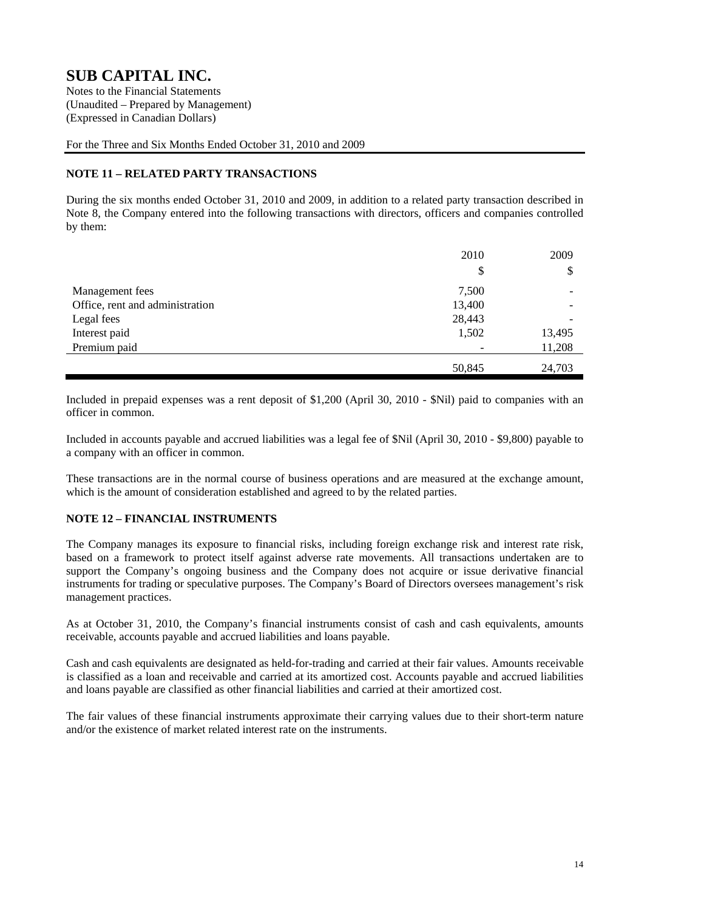# SUB CAPITAL INC.

Notes to the Financial Statements
(Unaudited – Prepared by Management)
(Expressed in Canadian Dollars)

For the Three and Six Months Ended October 31, 2010 and 2009

## NOTE 11 – RELATED PARTY TRANSACTIONS

During the six months ended October 31, 2010 and 2009, in addition to a related party transaction described in Note 8, the Company entered into the following transactions with directors, officers and companies controlled by them:

| | 2010 | 2009 |
|---|---|---|
| | $ | $ |
| Management fees | 7,500 | - |
| Office, rent and administration | 13,400 | - |
| Legal fees | 28,443 | - |
| Interest paid | 1,502 | 13,495 |
| Premium paid | - | 11,208 |
| | 50,845 | 24,703 |

Included in prepaid expenses was a rent deposit of $1,200 (April 30, 2010 - $Nil) paid to companies with an officer in common.

Included in accounts payable and accrued liabilities was a legal fee of $Nil (April 30, 2010 - $9,800) payable to a company with an officer in common.

These transactions are in the normal course of business operations and are measured at the exchange amount, which is the amount of consideration established and agreed to by the related parties.

## NOTE 12 – FINANCIAL INSTRUMENTS

The Company manages its exposure to financial risks, including foreign exchange risk and interest rate risk, based on a framework to protect itself against adverse rate movements. All transactions undertaken are to support the Company's ongoing business and the Company does not acquire or issue derivative financial instruments for trading or speculative purposes. The Company's Board of Directors oversees management's risk management practices.

As at October 31, 2010, the Company's financial instruments consist of cash and cash equivalents, amounts receivable, accounts payable and accrued liabilities and loans payable.

Cash and cash equivalents are designated as held-for-trading and carried at their fair values. Amounts receivable is classified as a loan and receivable and carried at its amortized cost. Accounts payable and accrued liabilities and loans payable are classified as other financial liabilities and carried at their amortized cost.

The fair values of these financial instruments approximate their carrying values due to their short-term nature and/or the existence of market related interest rate on the instruments.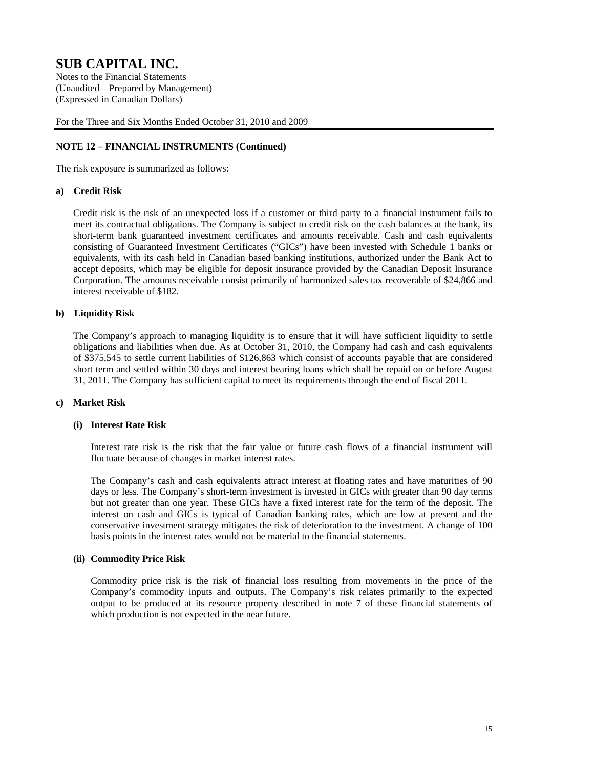# SUB CAPITAL INC.

Notes to the Financial Statements
(Unaudited – Prepared by Management)
(Expressed in Canadian Dollars)

For the Three and Six Months Ended October 31, 2010 and 2009

## NOTE 12 – FINANCIAL INSTRUMENTS (Continued)

The risk exposure is summarized as follows:

### a) Credit Risk

Credit risk is the risk of an unexpected loss if a customer or third party to a financial instrument fails to meet its contractual obligations. The Company is subject to credit risk on the cash balances at the bank, its short-term bank guaranteed investment certificates and amounts receivable. Cash and cash equivalents consisting of Guaranteed Investment Certificates ("GICs") have been invested with Schedule 1 banks or equivalents, with its cash held in Canadian based banking institutions, authorized under the Bank Act to accept deposits, which may be eligible for deposit insurance provided by the Canadian Deposit Insurance Corporation. The amounts receivable consist primarily of harmonized sales tax recoverable of $24,866 and interest receivable of $182.

### b) Liquidity Risk

The Company's approach to managing liquidity is to ensure that it will have sufficient liquidity to settle obligations and liabilities when due. As at October 31, 2010, the Company had cash and cash equivalents of $375,545 to settle current liabilities of $126,863 which consist of accounts payable that are considered short term and settled within 30 days and interest bearing loans which shall be repaid on or before August 31, 2011. The Company has sufficient capital to meet its requirements through the end of fiscal 2011.

### c) Market Risk

#### (i) Interest Rate Risk

Interest rate risk is the risk that the fair value or future cash flows of a financial instrument will fluctuate because of changes in market interest rates.

The Company's cash and cash equivalents attract interest at floating rates and have maturities of 90 days or less. The Company's short-term investment is invested in GICs with greater than 90 day terms but not greater than one year. These GICs have a fixed interest rate for the term of the deposit. The interest on cash and GICs is typical of Canadian banking rates, which are low at present and the conservative investment strategy mitigates the risk of deterioration to the investment. A change of 100 basis points in the interest rates would not be material to the financial statements.

#### (ii) Commodity Price Risk

Commodity price risk is the risk of financial loss resulting from movements in the price of the Company's commodity inputs and outputs. The Company's risk relates primarily to the expected output to be produced at its resource property described in note 7 of these financial statements of which production is not expected in the near future.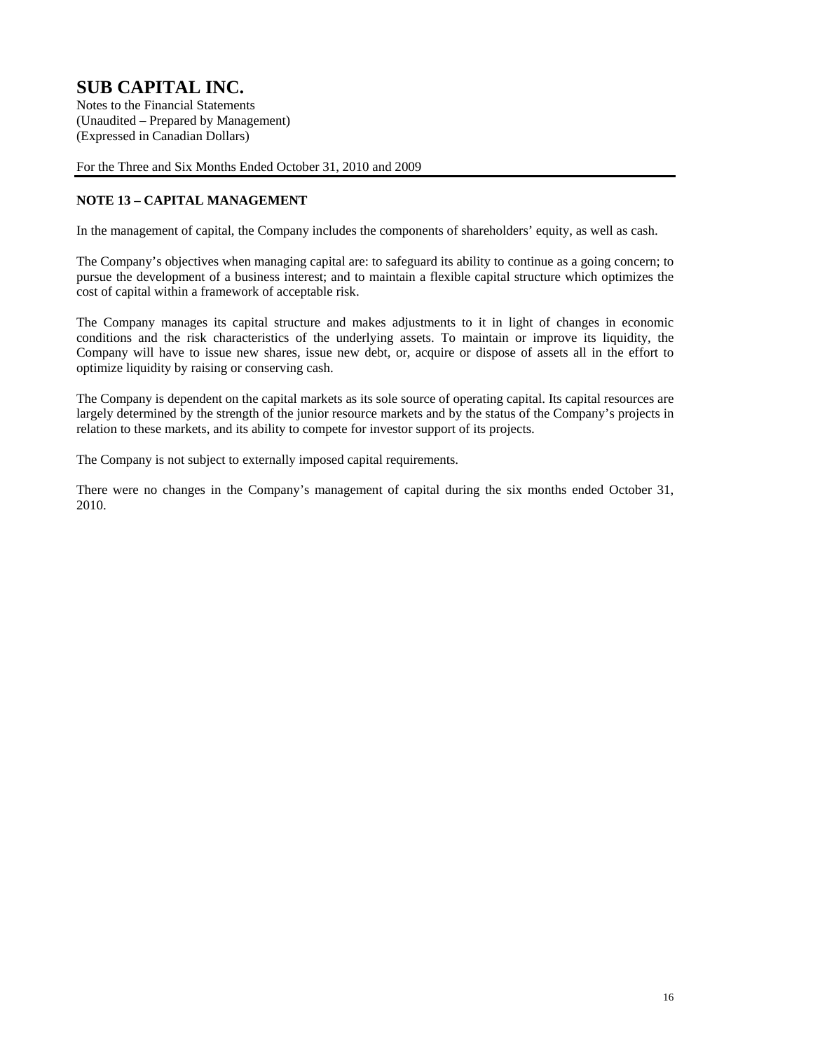# SUB CAPITAL INC.

Notes to the Financial Statements
(Unaudited – Prepared by Management)
(Expressed in Canadian Dollars)

For the Three and Six Months Ended October 31, 2010 and 2009

## NOTE 13 – CAPITAL MANAGEMENT

In the management of capital, the Company includes the components of shareholders' equity, as well as cash.

The Company's objectives when managing capital are: to safeguard its ability to continue as a going concern; to pursue the development of a business interest; and to maintain a flexible capital structure which optimizes the cost of capital within a framework of acceptable risk.

The Company manages its capital structure and makes adjustments to it in light of changes in economic conditions and the risk characteristics of the underlying assets. To maintain or improve its liquidity, the Company will have to issue new shares, issue new debt, or, acquire or dispose of assets all in the effort to optimize liquidity by raising or conserving cash.

The Company is dependent on the capital markets as its sole source of operating capital. Its capital resources are largely determined by the strength of the junior resource markets and by the status of the Company's projects in relation to these markets, and its ability to compete for investor support of its projects.

The Company is not subject to externally imposed capital requirements.

There were no changes in the Company's management of capital during the six months ended October 31, 2010.